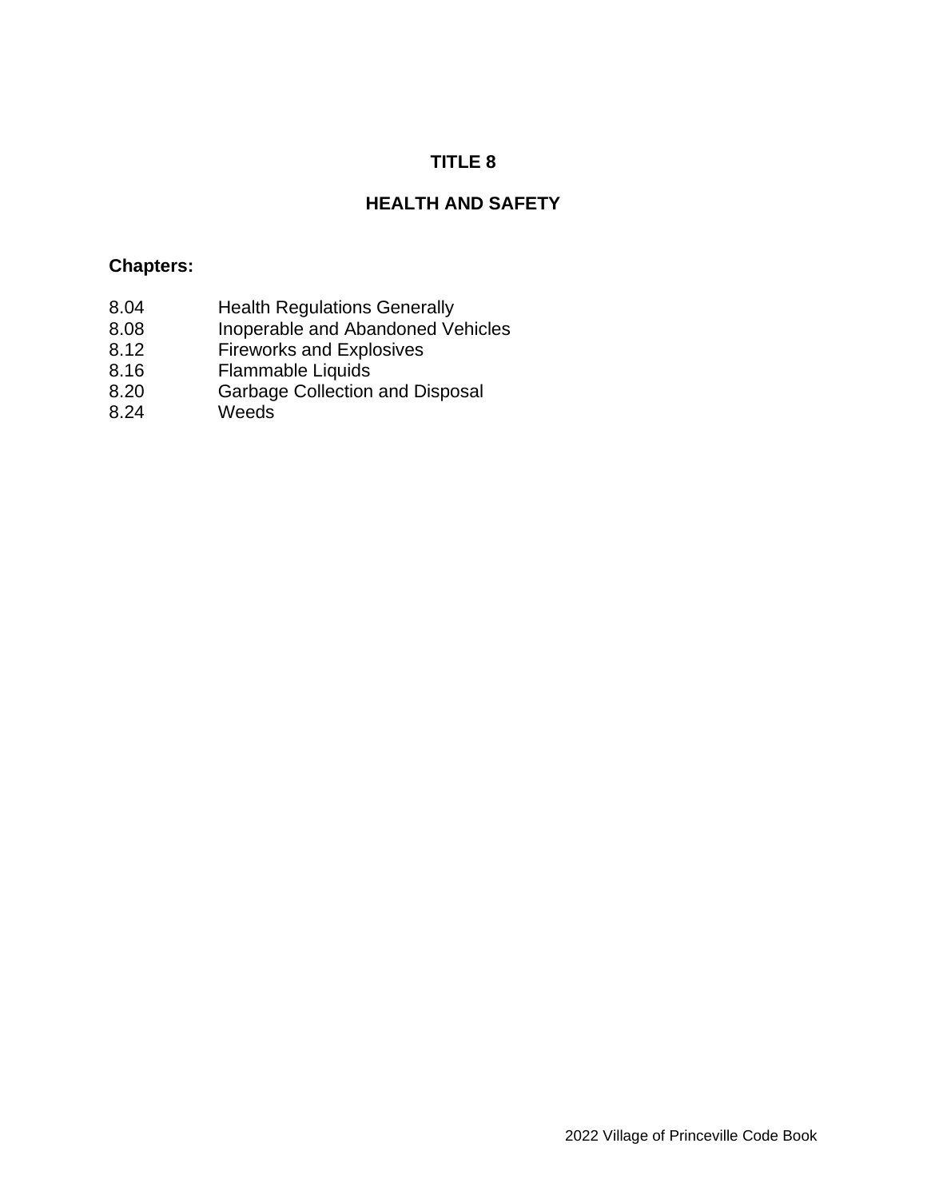# TITLE 8

# HEALTH AND SAFETY

**Chapters:**

| | |
|---|---|
| 8.04 | Health Regulations Generally |
| 8.08 | Inoperable and Abandoned Vehicles |
| 8.12 | Fireworks and Explosives |
| 8.16 | Flammable Liquids |
| 8.20 | Garbage Collection and Disposal |
| 8.24 | Weeds |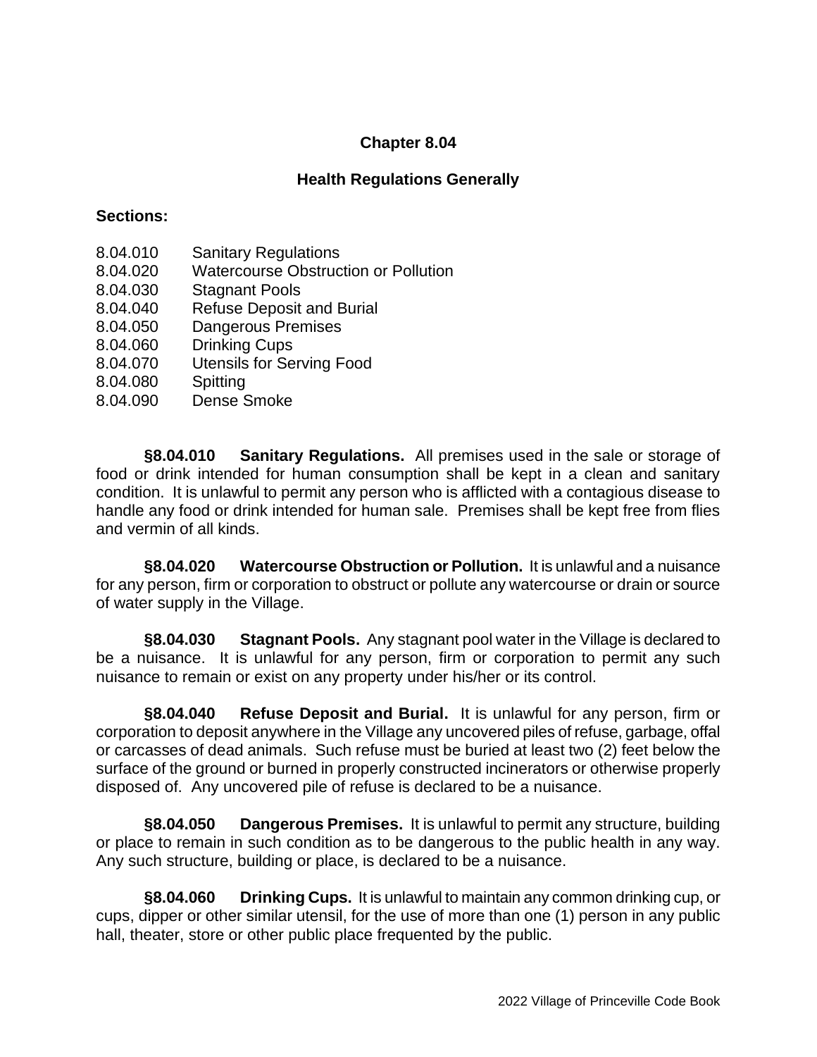## Chapter 8.04

## Health Regulations Generally

**Sections:**

8.04.010 Sanitary Regulations
8.04.020 Watercourse Obstruction or Pollution
8.04.030 Stagnant Pools
8.04.040 Refuse Deposit and Burial
8.04.050 Dangerous Premises
8.04.060 Drinking Cups
8.04.070 Utensils for Serving Food
8.04.080 Spitting
8.04.090 Dense Smoke

**§8.04.010 Sanitary Regulations.** All premises used in the sale or storage of food or drink intended for human consumption shall be kept in a clean and sanitary condition. It is unlawful to permit any person who is afflicted with a contagious disease to handle any food or drink intended for human sale. Premises shall be kept free from flies and vermin of all kinds.

**§8.04.020 Watercourse Obstruction or Pollution.** It is unlawful and a nuisance for any person, firm or corporation to obstruct or pollute any watercourse or drain or source of water supply in the Village.

**§8.04.030 Stagnant Pools.** Any stagnant pool water in the Village is declared to be a nuisance. It is unlawful for any person, firm or corporation to permit any such nuisance to remain or exist on any property under his/her or its control.

**§8.04.040 Refuse Deposit and Burial.** It is unlawful for any person, firm or corporation to deposit anywhere in the Village any uncovered piles of refuse, garbage, offal or carcasses of dead animals. Such refuse must be buried at least two (2) feet below the surface of the ground or burned in properly constructed incinerators or otherwise properly disposed of. Any uncovered pile of refuse is declared to be a nuisance.

**§8.04.050 Dangerous Premises.** It is unlawful to permit any structure, building or place to remain in such condition as to be dangerous to the public health in any way. Any such structure, building or place, is declared to be a nuisance.

**§8.04.060 Drinking Cups.** It is unlawful to maintain any common drinking cup, or cups, dipper or other similar utensil, for the use of more than one (1) person in any public hall, theater, store or other public place frequented by the public.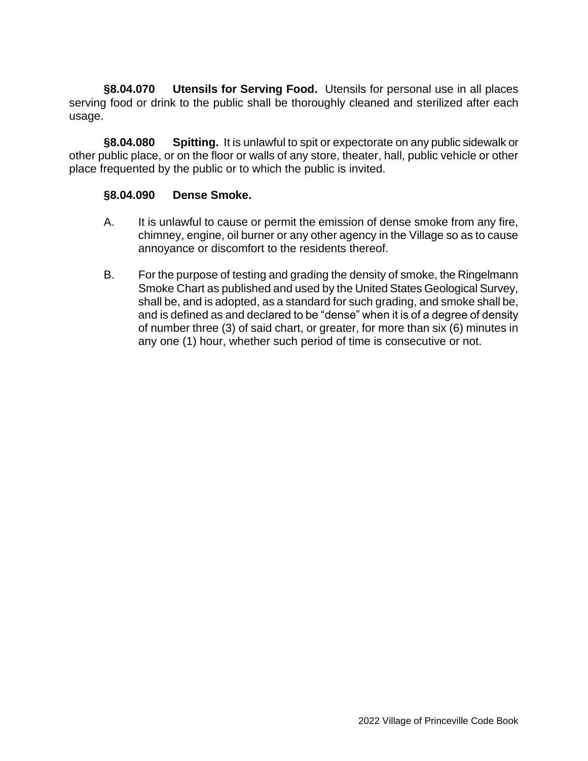**§8.04.070 Utensils for Serving Food.** Utensils for personal use in all places serving food or drink to the public shall be thoroughly cleaned and sterilized after each usage.

**§8.04.080 Spitting.** It is unlawful to spit or expectorate on any public sidewalk or other public place, or on the floor or walls of any store, theater, hall, public vehicle or other place frequented by the public or to which the public is invited.

**§8.04.090 Dense Smoke.**

A. It is unlawful to cause or permit the emission of dense smoke from any fire, chimney, engine, oil burner or any other agency in the Village so as to cause annoyance or discomfort to the residents thereof.

B. For the purpose of testing and grading the density of smoke, the Ringelmann Smoke Chart as published and used by the United States Geological Survey, shall be, and is adopted, as a standard for such grading, and smoke shall be, and is defined as and declared to be "dense" when it is of a degree of density of number three (3) of said chart, or greater, for more than six (6) minutes in any one (1) hour, whether such period of time is consecutive or not.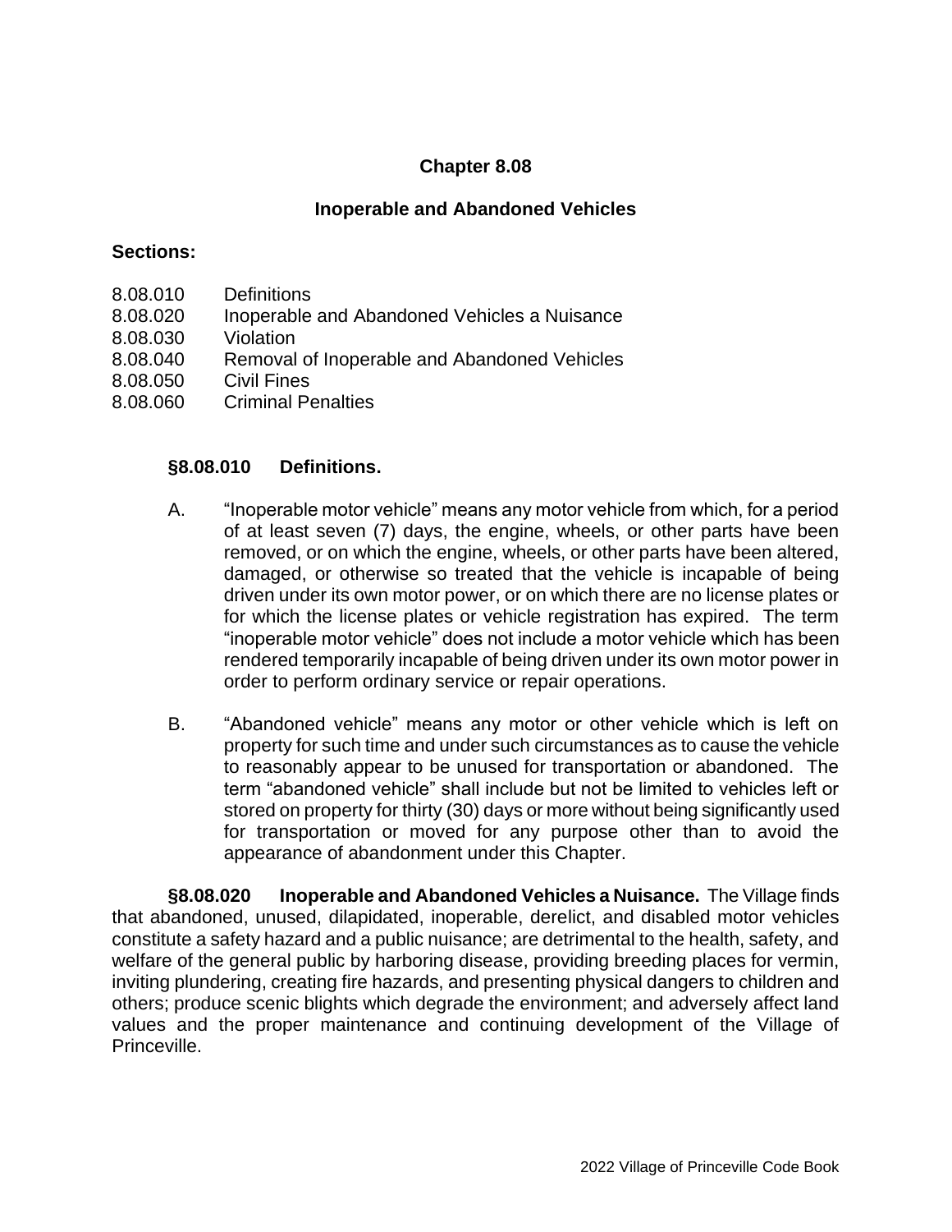# Chapter 8.08

## Inoperable and Abandoned Vehicles

**Sections:**

8.08.010 Definitions
8.08.020 Inoperable and Abandoned Vehicles a Nuisance
8.08.030 Violation
8.08.040 Removal of Inoperable and Abandoned Vehicles
8.08.050 Civil Fines
8.08.060 Criminal Penalties

### §8.08.010 Definitions.

A. "Inoperable motor vehicle" means any motor vehicle from which, for a period of at least seven (7) days, the engine, wheels, or other parts have been removed, or on which the engine, wheels, or other parts have been altered, damaged, or otherwise so treated that the vehicle is incapable of being driven under its own motor power, or on which there are no license plates or for which the license plates or vehicle registration has expired. The term "inoperable motor vehicle" does not include a motor vehicle which has been rendered temporarily incapable of being driven under its own motor power in order to perform ordinary service or repair operations.

B. "Abandoned vehicle" means any motor or other vehicle which is left on property for such time and under such circumstances as to cause the vehicle to reasonably appear to be unused for transportation or abandoned. The term "abandoned vehicle" shall include but not be limited to vehicles left or stored on property for thirty (30) days or more without being significantly used for transportation or moved for any purpose other than to avoid the appearance of abandonment under this Chapter.

**§8.08.020 Inoperable and Abandoned Vehicles a Nuisance.** The Village finds that abandoned, unused, dilapidated, inoperable, derelict, and disabled motor vehicles constitute a safety hazard and a public nuisance; are detrimental to the health, safety, and welfare of the general public by harboring disease, providing breeding places for vermin, inviting plundering, creating fire hazards, and presenting physical dangers to children and others; produce scenic blights which degrade the environment; and adversely affect land values and the proper maintenance and continuing development of the Village of Princeville.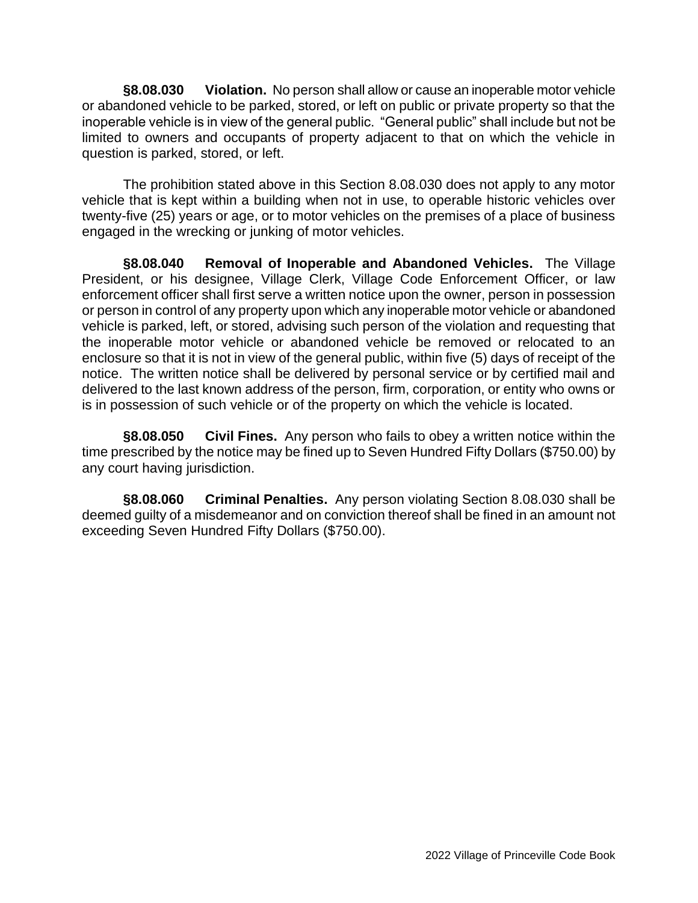**§8.08.030 Violation.** No person shall allow or cause an inoperable motor vehicle or abandoned vehicle to be parked, stored, or left on public or private property so that the inoperable vehicle is in view of the general public. "General public" shall include but not be limited to owners and occupants of property adjacent to that on which the vehicle in question is parked, stored, or left.

The prohibition stated above in this Section 8.08.030 does not apply to any motor vehicle that is kept within a building when not in use, to operable historic vehicles over twenty-five (25) years or age, or to motor vehicles on the premises of a place of business engaged in the wrecking or junking of motor vehicles.

**§8.08.040 Removal of Inoperable and Abandoned Vehicles.** The Village President, or his designee, Village Clerk, Village Code Enforcement Officer, or law enforcement officer shall first serve a written notice upon the owner, person in possession or person in control of any property upon which any inoperable motor vehicle or abandoned vehicle is parked, left, or stored, advising such person of the violation and requesting that the inoperable motor vehicle or abandoned vehicle be removed or relocated to an enclosure so that it is not in view of the general public, within five (5) days of receipt of the notice. The written notice shall be delivered by personal service or by certified mail and delivered to the last known address of the person, firm, corporation, or entity who owns or is in possession of such vehicle or of the property on which the vehicle is located.

**§8.08.050 Civil Fines.** Any person who fails to obey a written notice within the time prescribed by the notice may be fined up to Seven Hundred Fifty Dollars ($750.00) by any court having jurisdiction.

**§8.08.060 Criminal Penalties.** Any person violating Section 8.08.030 shall be deemed guilty of a misdemeanor and on conviction thereof shall be fined in an amount not exceeding Seven Hundred Fifty Dollars ($750.00).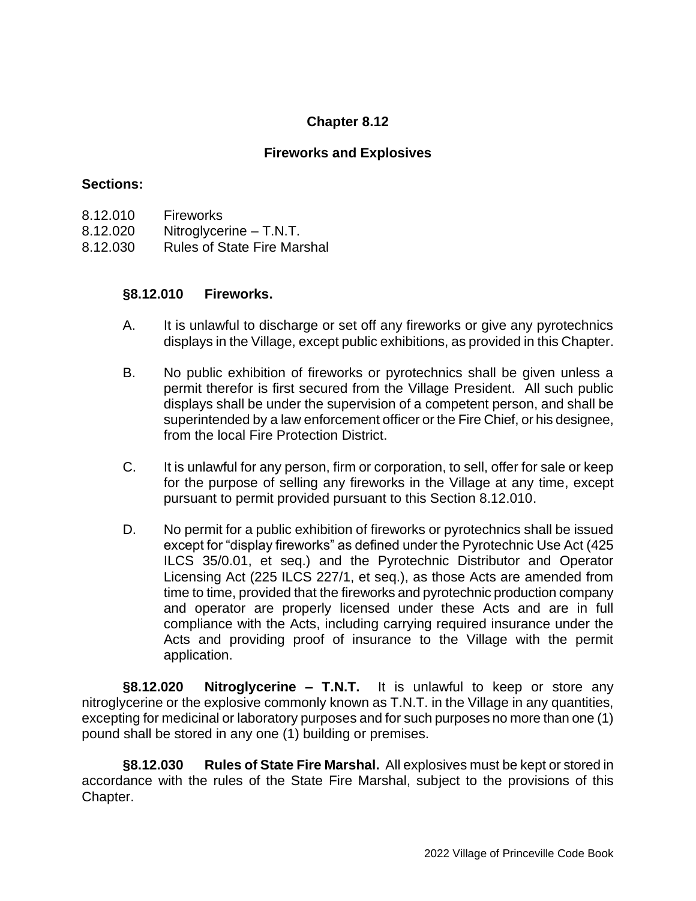# Chapter 8.12

## Fireworks and Explosives

**Sections:**

8.12.010 Fireworks
8.12.020 Nitroglycerine – T.N.T.
8.12.030 Rules of State Fire Marshal

### §8.12.010 Fireworks.

A. It is unlawful to discharge or set off any fireworks or give any pyrotechnics displays in the Village, except public exhibitions, as provided in this Chapter.

B. No public exhibition of fireworks or pyrotechnics shall be given unless a permit therefor is first secured from the Village President. All such public displays shall be under the supervision of a competent person, and shall be superintended by a law enforcement officer or the Fire Chief, or his designee, from the local Fire Protection District.

C. It is unlawful for any person, firm or corporation, to sell, offer for sale or keep for the purpose of selling any fireworks in the Village at any time, except pursuant to permit provided pursuant to this Section 8.12.010.

D. No permit for a public exhibition of fireworks or pyrotechnics shall be issued except for "display fireworks" as defined under the Pyrotechnic Use Act (425 ILCS 35/0.01, et seq.) and the Pyrotechnic Distributor and Operator Licensing Act (225 ILCS 227/1, et seq.), as those Acts are amended from time to time, provided that the fireworks and pyrotechnic production company and operator are properly licensed under these Acts and are in full compliance with the Acts, including carrying required insurance under the Acts and providing proof of insurance to the Village with the permit application.

**§8.12.020 Nitroglycerine – T.N.T.** It is unlawful to keep or store any nitroglycerine or the explosive commonly known as T.N.T. in the Village in any quantities, excepting for medicinal or laboratory purposes and for such purposes no more than one (1) pound shall be stored in any one (1) building or premises.

**§8.12.030 Rules of State Fire Marshal.** All explosives must be kept or stored in accordance with the rules of the State Fire Marshal, subject to the provisions of this Chapter.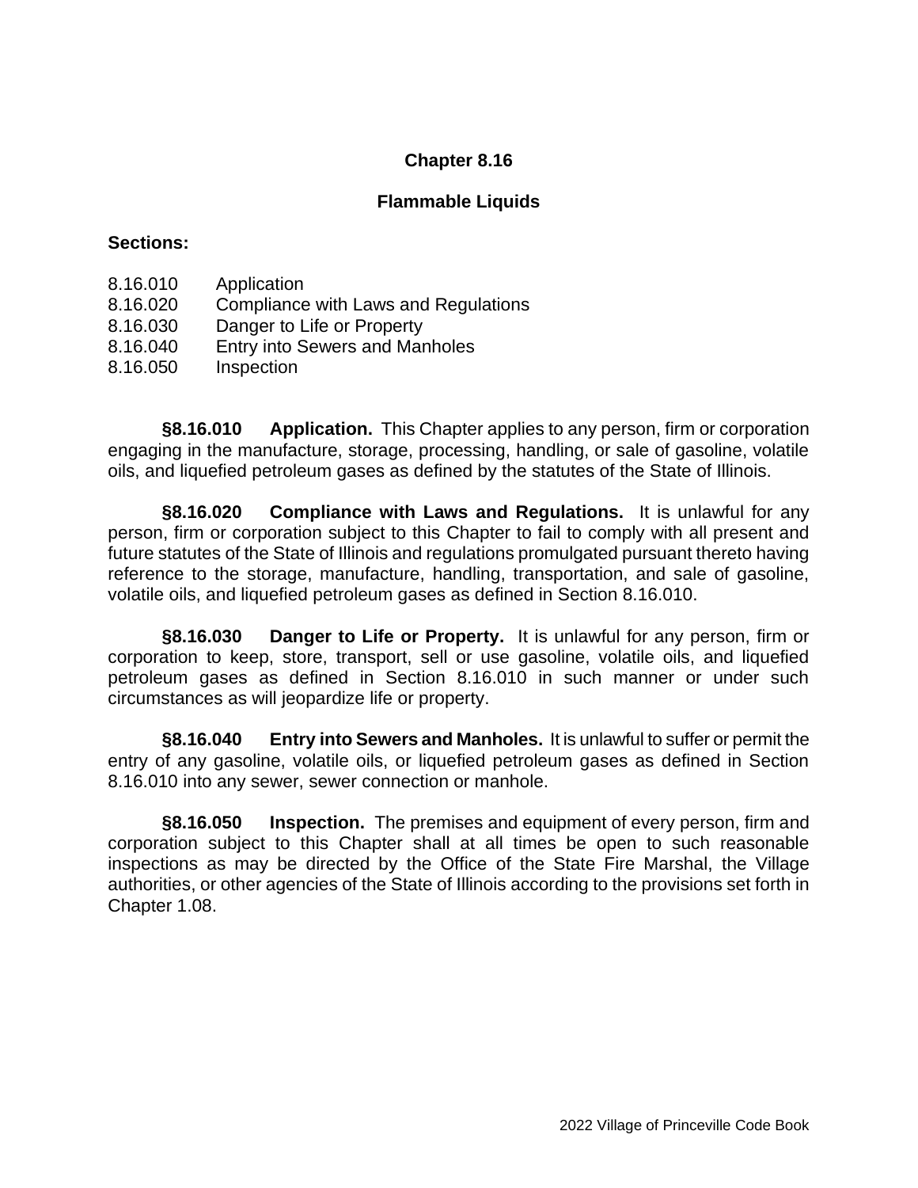# Chapter 8.16

## Flammable Liquids

**Sections:**

8.16.010 Application
8.16.020 Compliance with Laws and Regulations
8.16.030 Danger to Life or Property
8.16.040 Entry into Sewers and Manholes
8.16.050 Inspection

**§8.16.010 Application.** This Chapter applies to any person, firm or corporation engaging in the manufacture, storage, processing, handling, or sale of gasoline, volatile oils, and liquefied petroleum gases as defined by the statutes of the State of Illinois.

**§8.16.020 Compliance with Laws and Regulations.** It is unlawful for any person, firm or corporation subject to this Chapter to fail to comply with all present and future statutes of the State of Illinois and regulations promulgated pursuant thereto having reference to the storage, manufacture, handling, transportation, and sale of gasoline, volatile oils, and liquefied petroleum gases as defined in Section 8.16.010.

**§8.16.030 Danger to Life or Property.** It is unlawful for any person, firm or corporation to keep, store, transport, sell or use gasoline, volatile oils, and liquefied petroleum gases as defined in Section 8.16.010 in such manner or under such circumstances as will jeopardize life or property.

**§8.16.040 Entry into Sewers and Manholes.** It is unlawful to suffer or permit the entry of any gasoline, volatile oils, or liquefied petroleum gases as defined in Section 8.16.010 into any sewer, sewer connection or manhole.

**§8.16.050 Inspection.** The premises and equipment of every person, firm and corporation subject to this Chapter shall at all times be open to such reasonable inspections as may be directed by the Office of the State Fire Marshal, the Village authorities, or other agencies of the State of Illinois according to the provisions set forth in Chapter 1.08.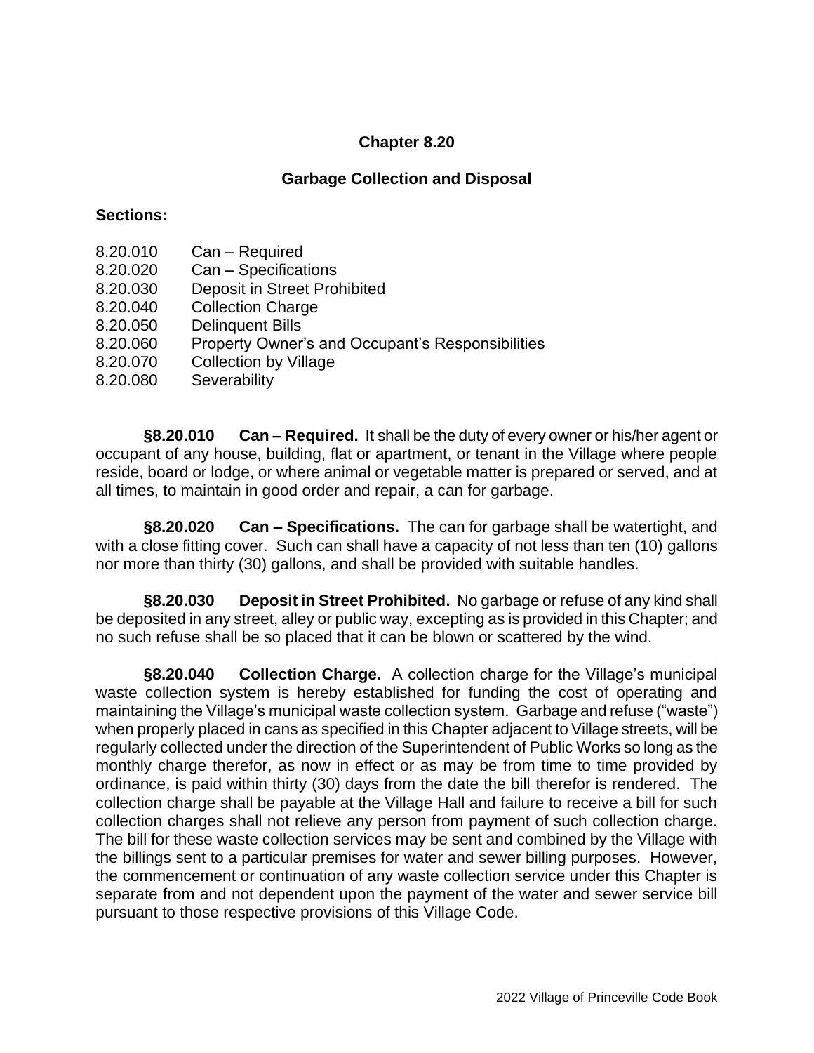# Chapter 8.20

## Garbage Collection and Disposal

**Sections:**

8.20.010 Can – Required
8.20.020 Can – Specifications
8.20.030 Deposit in Street Prohibited
8.20.040 Collection Charge
8.20.050 Delinquent Bills
8.20.060 Property Owner's and Occupant's Responsibilities
8.20.070 Collection by Village
8.20.080 Severability

**§8.20.010 Can – Required.** It shall be the duty of every owner or his/her agent or occupant of any house, building, flat or apartment, or tenant in the Village where people reside, board or lodge, or where animal or vegetable matter is prepared or served, and at all times, to maintain in good order and repair, a can for garbage.

**§8.20.020 Can – Specifications.** The can for garbage shall be watertight, and with a close fitting cover. Such can shall have a capacity of not less than ten (10) gallons nor more than thirty (30) gallons, and shall be provided with suitable handles.

**§8.20.030 Deposit in Street Prohibited.** No garbage or refuse of any kind shall be deposited in any street, alley or public way, excepting as is provided in this Chapter; and no such refuse shall be so placed that it can be blown or scattered by the wind.

**§8.20.040 Collection Charge.** A collection charge for the Village's municipal waste collection system is hereby established for funding the cost of operating and maintaining the Village's municipal waste collection system. Garbage and refuse ("waste") when properly placed in cans as specified in this Chapter adjacent to Village streets, will be regularly collected under the direction of the Superintendent of Public Works so long as the monthly charge therefor, as now in effect or as may be from time to time provided by ordinance, is paid within thirty (30) days from the date the bill therefor is rendered. The collection charge shall be payable at the Village Hall and failure to receive a bill for such collection charges shall not relieve any person from payment of such collection charge. The bill for these waste collection services may be sent and combined by the Village with the billings sent to a particular premises for water and sewer billing purposes. However, the commencement or continuation of any waste collection service under this Chapter is separate from and not dependent upon the payment of the water and sewer service bill pursuant to those respective provisions of this Village Code.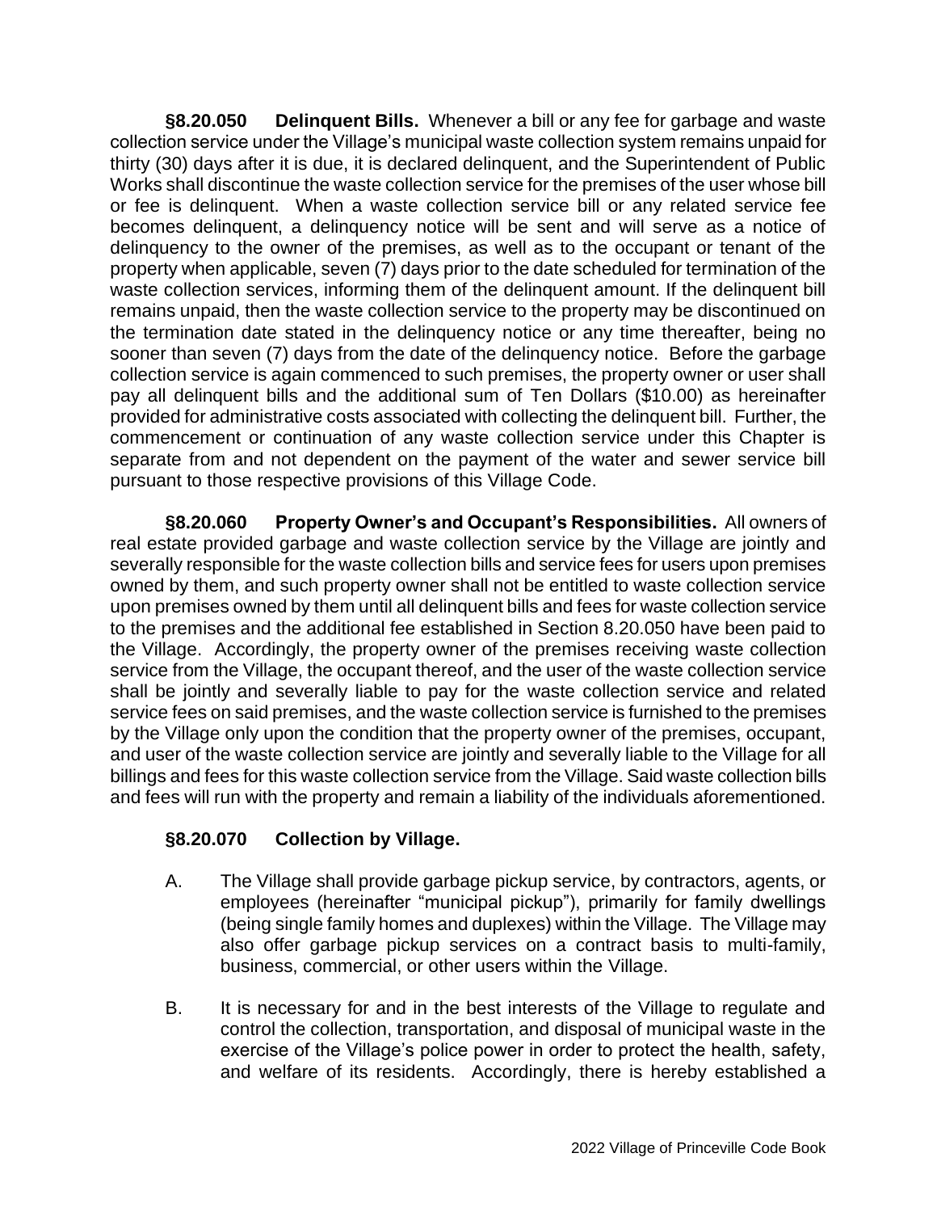**§8.20.050 Delinquent Bills.** Whenever a bill or any fee for garbage and waste collection service under the Village's municipal waste collection system remains unpaid for thirty (30) days after it is due, it is declared delinquent, and the Superintendent of Public Works shall discontinue the waste collection service for the premises of the user whose bill or fee is delinquent. When a waste collection service bill or any related service fee becomes delinquent, a delinquency notice will be sent and will serve as a notice of delinquency to the owner of the premises, as well as to the occupant or tenant of the property when applicable, seven (7) days prior to the date scheduled for termination of the waste collection services, informing them of the delinquent amount. If the delinquent bill remains unpaid, then the waste collection service to the property may be discontinued on the termination date stated in the delinquency notice or any time thereafter, being no sooner than seven (7) days from the date of the delinquency notice. Before the garbage collection service is again commenced to such premises, the property owner or user shall pay all delinquent bills and the additional sum of Ten Dollars ($10.00) as hereinafter provided for administrative costs associated with collecting the delinquent bill. Further, the commencement or continuation of any waste collection service under this Chapter is separate from and not dependent on the payment of the water and sewer service bill pursuant to those respective provisions of this Village Code.

**§8.20.060 Property Owner's and Occupant's Responsibilities.** All owners of real estate provided garbage and waste collection service by the Village are jointly and severally responsible for the waste collection bills and service fees for users upon premises owned by them, and such property owner shall not be entitled to waste collection service upon premises owned by them until all delinquent bills and fees for waste collection service to the premises and the additional fee established in Section 8.20.050 have been paid to the Village. Accordingly, the property owner of the premises receiving waste collection service from the Village, the occupant thereof, and the user of the waste collection service shall be jointly and severally liable to pay for the waste collection service and related service fees on said premises, and the waste collection service is furnished to the premises by the Village only upon the condition that the property owner of the premises, occupant, and user of the waste collection service are jointly and severally liable to the Village for all billings and fees for this waste collection service from the Village. Said waste collection bills and fees will run with the property and remain a liability of the individuals aforementioned.

**§8.20.070 Collection by Village.**

A. The Village shall provide garbage pickup service, by contractors, agents, or employees (hereinafter "municipal pickup"), primarily for family dwellings (being single family homes and duplexes) within the Village. The Village may also offer garbage pickup services on a contract basis to multi-family, business, commercial, or other users within the Village.

B. It is necessary for and in the best interests of the Village to regulate and control the collection, transportation, and disposal of municipal waste in the exercise of the Village's police power in order to protect the health, safety, and welfare of its residents. Accordingly, there is hereby established a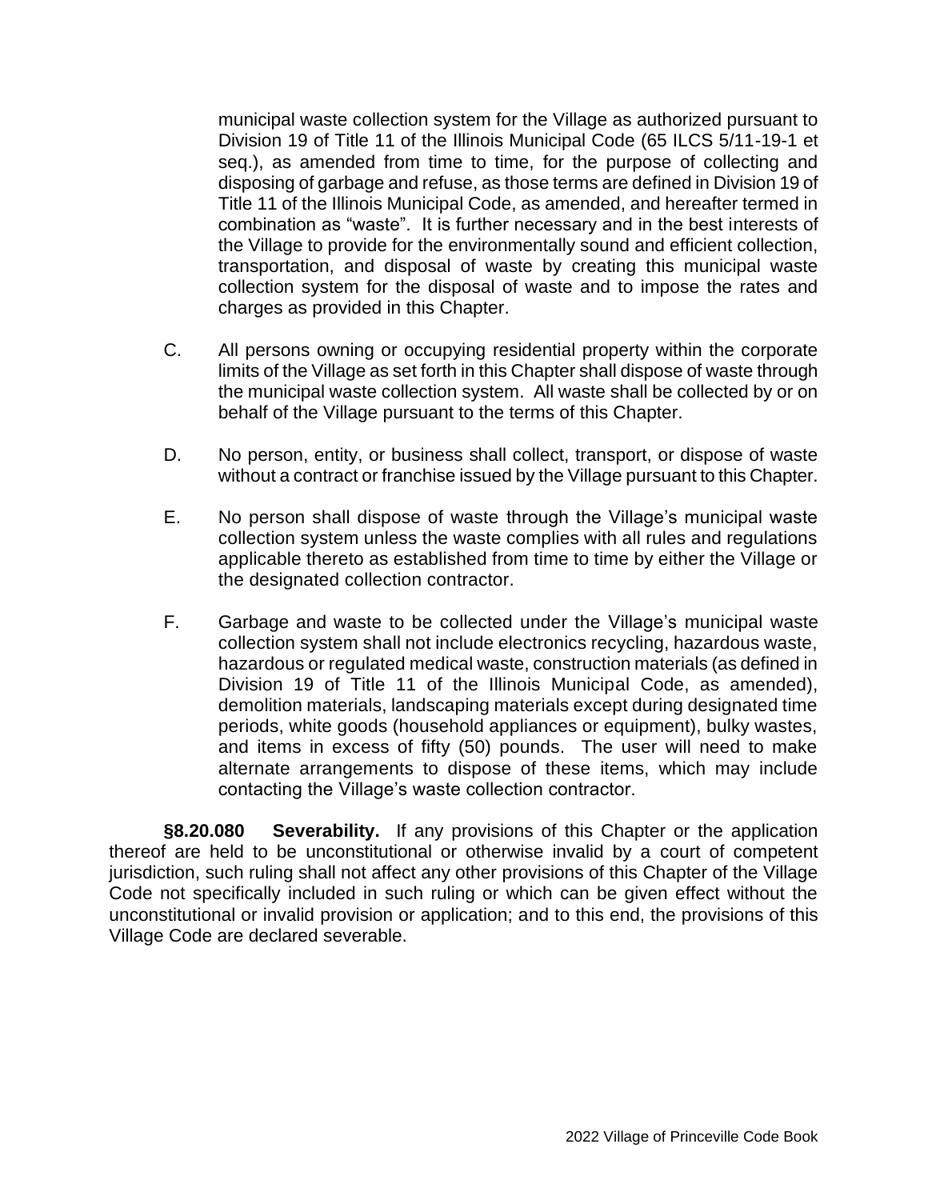municipal waste collection system for the Village as authorized pursuant to Division 19 of Title 11 of the Illinois Municipal Code (65 ILCS 5/11-19-1 et seq.), as amended from time to time, for the purpose of collecting and disposing of garbage and refuse, as those terms are defined in Division 19 of Title 11 of the Illinois Municipal Code, as amended, and hereafter termed in combination as "waste". It is further necessary and in the best interests of the Village to provide for the environmentally sound and efficient collection, transportation, and disposal of waste by creating this municipal waste collection system for the disposal of waste and to impose the rates and charges as provided in this Chapter.

C. All persons owning or occupying residential property within the corporate limits of the Village as set forth in this Chapter shall dispose of waste through the municipal waste collection system. All waste shall be collected by or on behalf of the Village pursuant to the terms of this Chapter.

D. No person, entity, or business shall collect, transport, or dispose of waste without a contract or franchise issued by the Village pursuant to this Chapter.

E. No person shall dispose of waste through the Village's municipal waste collection system unless the waste complies with all rules and regulations applicable thereto as established from time to time by either the Village or the designated collection contractor.

F. Garbage and waste to be collected under the Village's municipal waste collection system shall not include electronics recycling, hazardous waste, hazardous or regulated medical waste, construction materials (as defined in Division 19 of Title 11 of the Illinois Municipal Code, as amended), demolition materials, landscaping materials except during designated time periods, white goods (household appliances or equipment), bulky wastes, and items in excess of fifty (50) pounds. The user will need to make alternate arrangements to dispose of these items, which may include contacting the Village's waste collection contractor.

**§8.20.080 Severability.** If any provisions of this Chapter or the application thereof are held to be unconstitutional or otherwise invalid by a court of competent jurisdiction, such ruling shall not affect any other provisions of this Chapter of the Village Code not specifically included in such ruling or which can be given effect without the unconstitutional or invalid provision or application; and to this end, the provisions of this Village Code are declared severable.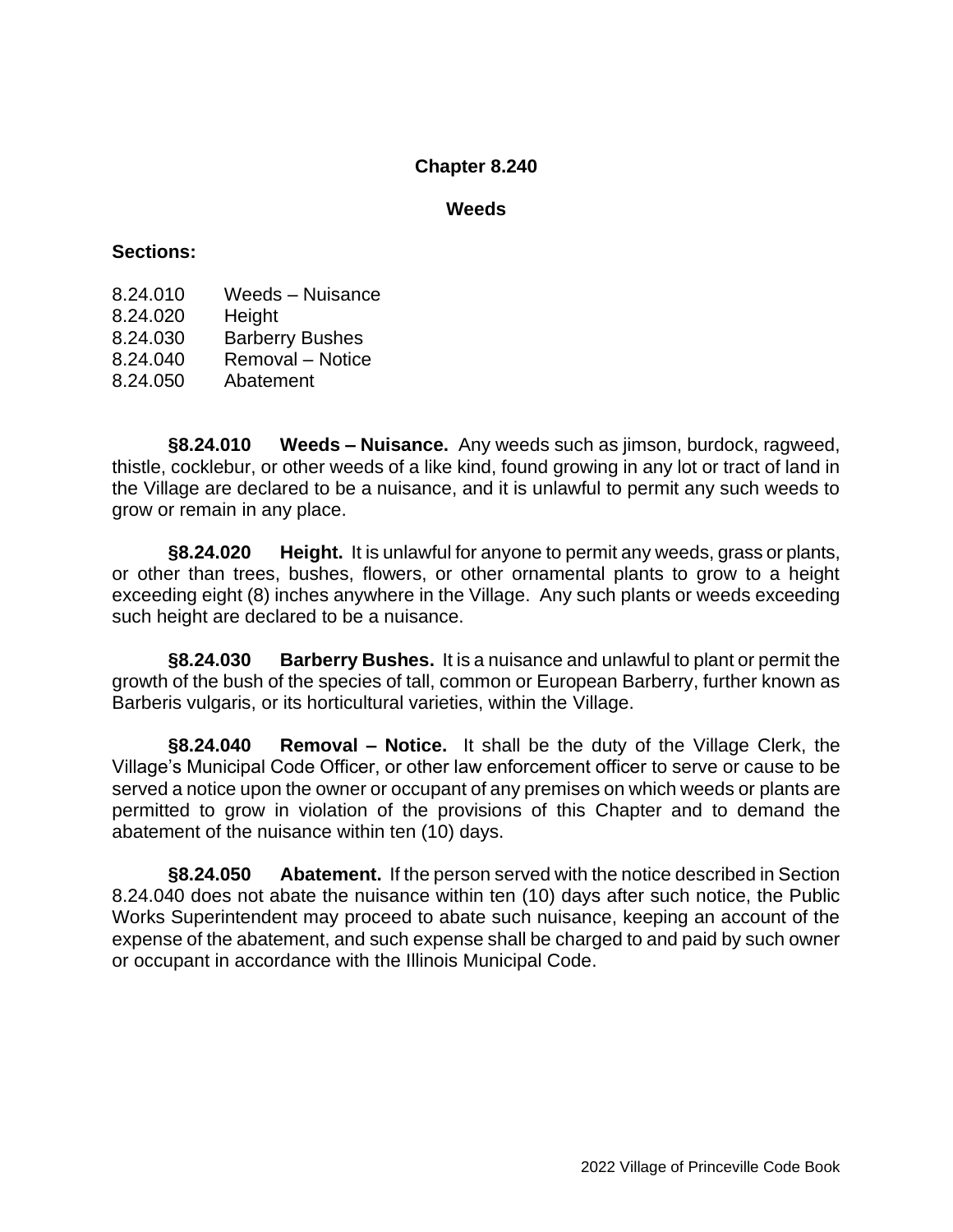# Chapter 8.240

## Weeds

**Sections:**

8.24.010 Weeds – Nuisance
8.24.020 Height
8.24.030 Barberry Bushes
8.24.040 Removal – Notice
8.24.050 Abatement

**§8.24.010 Weeds – Nuisance.** Any weeds such as jimson, burdock, ragweed, thistle, cocklebur, or other weeds of a like kind, found growing in any lot or tract of land in the Village are declared to be a nuisance, and it is unlawful to permit any such weeds to grow or remain in any place.

**§8.24.020 Height.** It is unlawful for anyone to permit any weeds, grass or plants, or other than trees, bushes, flowers, or other ornamental plants to grow to a height exceeding eight (8) inches anywhere in the Village. Any such plants or weeds exceeding such height are declared to be a nuisance.

**§8.24.030 Barberry Bushes.** It is a nuisance and unlawful to plant or permit the growth of the bush of the species of tall, common or European Barberry, further known as Barberis vulgaris, or its horticultural varieties, within the Village.

**§8.24.040 Removal – Notice.** It shall be the duty of the Village Clerk, the Village's Municipal Code Officer, or other law enforcement officer to serve or cause to be served a notice upon the owner or occupant of any premises on which weeds or plants are permitted to grow in violation of the provisions of this Chapter and to demand the abatement of the nuisance within ten (10) days.

**§8.24.050 Abatement.** If the person served with the notice described in Section 8.24.040 does not abate the nuisance within ten (10) days after such notice, the Public Works Superintendent may proceed to abate such nuisance, keeping an account of the expense of the abatement, and such expense shall be charged to and paid by such owner or occupant in accordance with the Illinois Municipal Code.